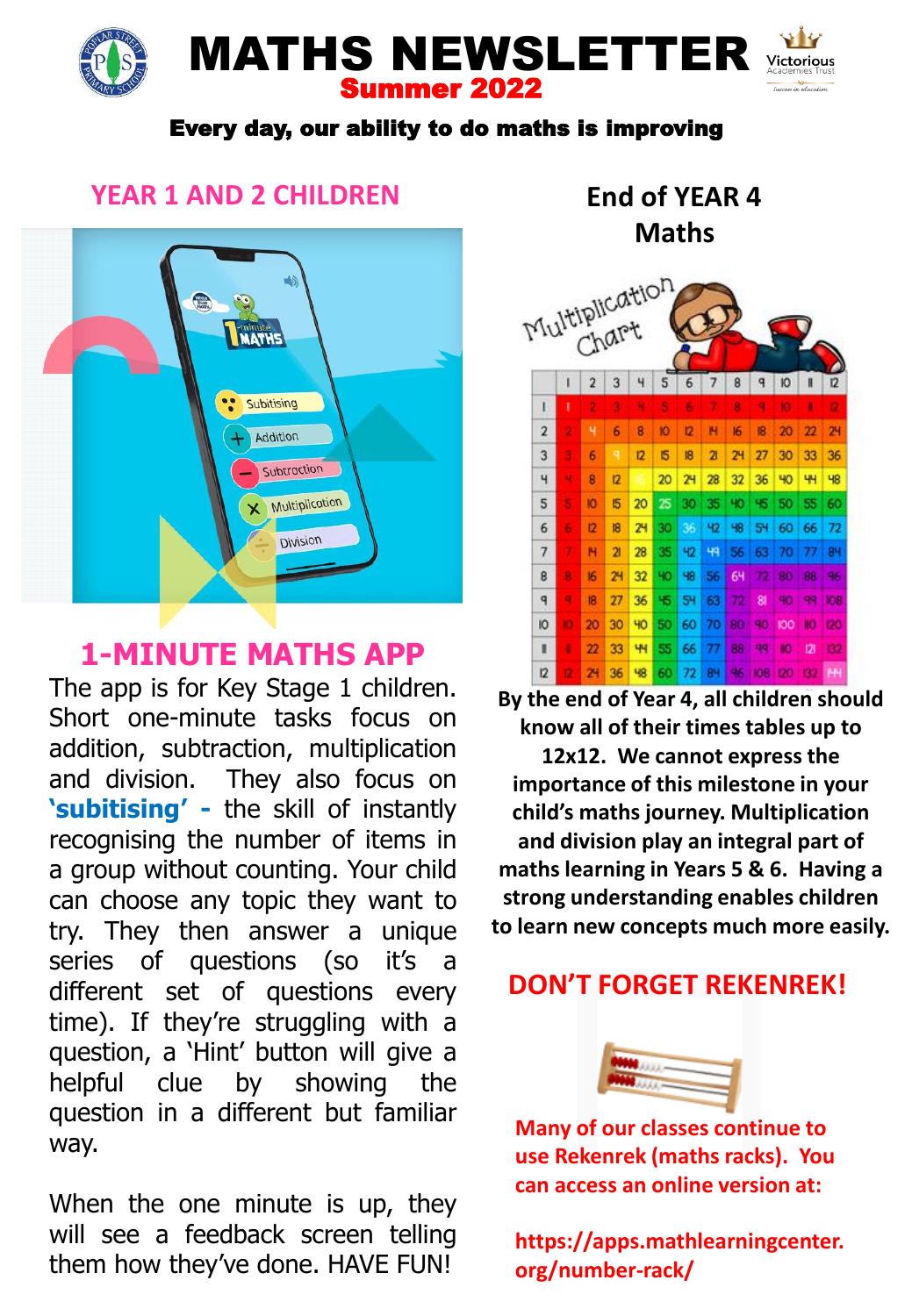# MATHS NEWSLETTER

## Summer 2022

**Every day, our ability to do maths is improving**

## YEAR 1 AND 2 CHILDREN

## 1-MINUTE MATHS APP

The app is for Key Stage 1 children. Short one-minute tasks focus on addition, subtraction, multiplication and division. They also focus on **'subitising'** - the skill of instantly recognising the number of items in a group without counting. Your child can choose any topic they want to try. They then answer a unique series of questions (so it's a different set of questions every time). If they're struggling with a question, a 'Hint' button will give a helpful clue by showing the question in a different but familiar way.

When the one minute is up, they will see a feedback screen telling them how they've done. HAVE FUN!

## End of YEAR 4 Maths

**By the end of Year 4, all children should know all of their times tables up to 12x12. We cannot express the importance of this milestone in your child's maths journey. Multiplication and division play an integral part of maths learning in Years 5 & 6. Having a strong understanding enables children to learn new concepts much more easily.**

## DON'T FORGET REKENREK!

**Many of our classes continue to use Rekenrek (maths racks). You can access an online version at:**

**https://apps.mathlearningcenter.org/number-rack/**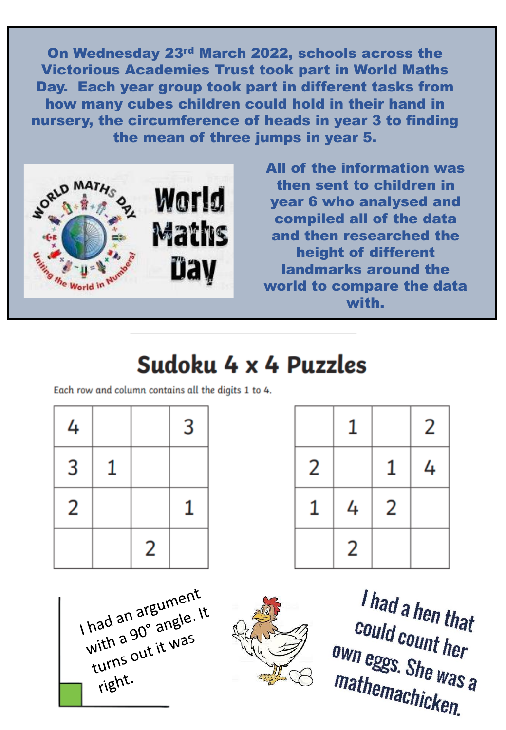**On Wednesday 23rd March 2022, schools across the Victorious Academies Trust took part in World Maths Day. Each year group took part in different tasks from how many cubes children could hold in their hand in nursery, the circumference of heads in year 3 to finding the mean of three jumps in year 5.**

World Maths Day

WORLD MATHS DAY — Uniting the World in Numbers!

**All of the information was then sent to children in year 6 who analysed and compiled all of the data and then researched the height of different landmarks around the world to compare the data with.**

---

# Sudoku 4 x 4 Puzzles

Each row and column contains all the digits 1 to 4.

| | | | |
|---|---|---|---|
| 4 | | | 3 |
| 3 | 1 | | |
| 2 | | | 1 |
| | | 2 | |

| | | | |
|---|---|---|---|
| | 1 | | 2 |
| 2 | | 1 | 4 |
| 1 | 4 | 2 | |
| | 2 | | |

I had an argument with a 90° angle. It turns out it was right.

I had a hen that could count her own eggs. She was a mathemachicken.